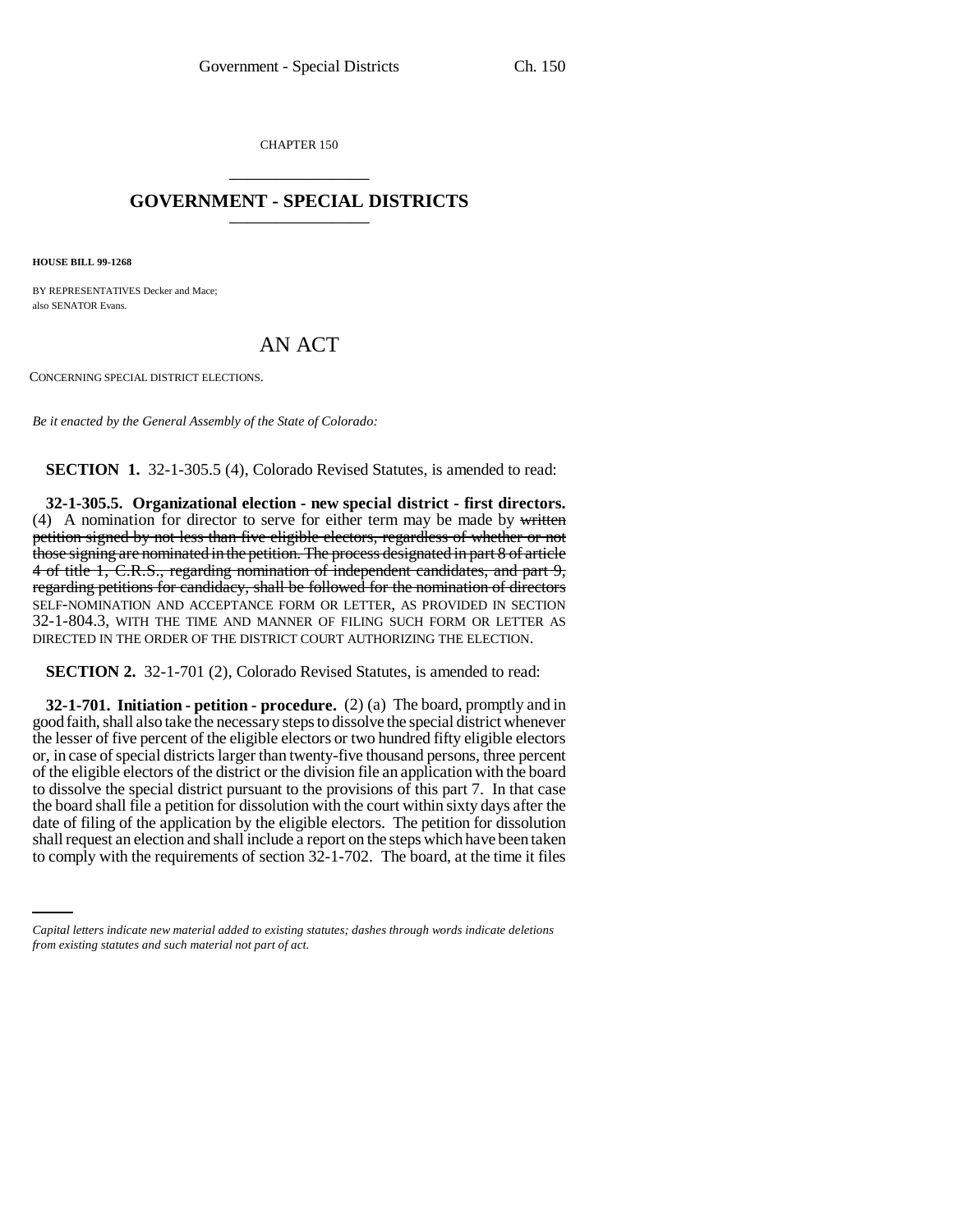CHAPTER 150

# GOVERNMENT - SPECIAL DISTRICTS

**HOUSE BILL 99-1268**

BY REPRESENTATIVES Decker and Mace;
also SENATOR Evans.

# AN ACT

CONCERNING SPECIAL DISTRICT ELECTIONS.

*Be it enacted by the General Assembly of the State of Colorado:*

**SECTION 1.** 32-1-305.5 (4), Colorado Revised Statutes, is amended to read:

**32-1-305.5. Organizational election - new special district - first directors.** (4) A nomination for director to serve for either term may be made by ~~written petition signed by not less than five eligible electors, regardless of whether or not those signing are nominated in the petition. The process designated in part 8 of article 4 of title 1, C.R.S., regarding nomination of independent candidates, and part 9, regarding petitions for candidacy, shall be followed for the nomination of directors~~ SELF-NOMINATION AND ACCEPTANCE FORM OR LETTER, AS PROVIDED IN SECTION 32-1-804.3, WITH THE TIME AND MANNER OF FILING SUCH FORM OR LETTER AS DIRECTED IN THE ORDER OF THE DISTRICT COURT AUTHORIZING THE ELECTION.

**SECTION 2.** 32-1-701 (2), Colorado Revised Statutes, is amended to read:

**32-1-701. Initiation - petition - procedure.** (2) (a) The board, promptly and in good faith, shall also take the necessary steps to dissolve the special district whenever the lesser of five percent of the eligible electors or two hundred fifty eligible electors or, in case of special districts larger than twenty-five thousand persons, three percent of the eligible electors of the district or the division file an application with the board to dissolve the special district pursuant to the provisions of this part 7. In that case the board shall file a petition for dissolution with the court within sixty days after the date of filing of the application by the eligible electors. The petition for dissolution shall request an election and shall include a report on the steps which have been taken to comply with the requirements of section 32-1-702. The board, at the time it files

*Capital letters indicate new material added to existing statutes; dashes through words indicate deletions from existing statutes and such material not part of act.*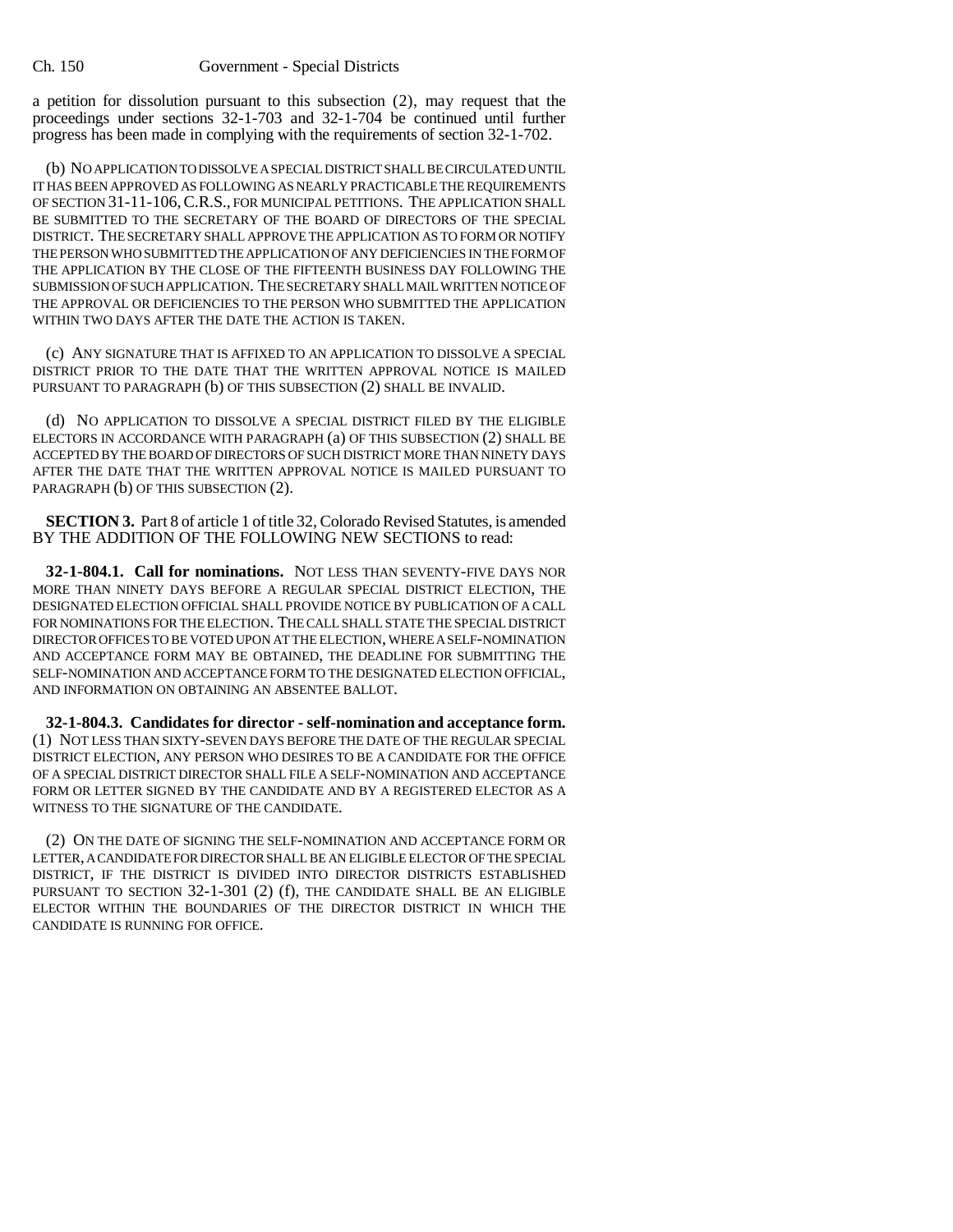a petition for dissolution pursuant to this subsection (2), may request that the proceedings under sections 32-1-703 and 32-1-704 be continued until further progress has been made in complying with the requirements of section 32-1-702.

(b) NO APPLICATION TO DISSOLVE A SPECIAL DISTRICT SHALL BE CIRCULATED UNTIL IT HAS BEEN APPROVED AS FOLLOWING AS NEARLY PRACTICABLE THE REQUIREMENTS OF SECTION 31-11-106, C.R.S., FOR MUNICIPAL PETITIONS. THE APPLICATION SHALL BE SUBMITTED TO THE SECRETARY OF THE BOARD OF DIRECTORS OF THE SPECIAL DISTRICT. THE SECRETARY SHALL APPROVE THE APPLICATION AS TO FORM OR NOTIFY THE PERSON WHO SUBMITTED THE APPLICATION OF ANY DEFICIENCIES IN THE FORM OF THE APPLICATION BY THE CLOSE OF THE FIFTEENTH BUSINESS DAY FOLLOWING THE SUBMISSION OF SUCH APPLICATION. THE SECRETARY SHALL MAIL WRITTEN NOTICE OF THE APPROVAL OR DEFICIENCIES TO THE PERSON WHO SUBMITTED THE APPLICATION WITHIN TWO DAYS AFTER THE DATE THE ACTION IS TAKEN.

(c) ANY SIGNATURE THAT IS AFFIXED TO AN APPLICATION TO DISSOLVE A SPECIAL DISTRICT PRIOR TO THE DATE THAT THE WRITTEN APPROVAL NOTICE IS MAILED PURSUANT TO PARAGRAPH (b) OF THIS SUBSECTION (2) SHALL BE INVALID.

(d) NO APPLICATION TO DISSOLVE A SPECIAL DISTRICT FILED BY THE ELIGIBLE ELECTORS IN ACCORDANCE WITH PARAGRAPH (a) OF THIS SUBSECTION (2) SHALL BE ACCEPTED BY THE BOARD OF DIRECTORS OF SUCH DISTRICT MORE THAN NINETY DAYS AFTER THE DATE THAT THE WRITTEN APPROVAL NOTICE IS MAILED PURSUANT TO PARAGRAPH (b) OF THIS SUBSECTION (2).

**SECTION 3.** Part 8 of article 1 of title 32, Colorado Revised Statutes, is amended BY THE ADDITION OF THE FOLLOWING NEW SECTIONS to read:

**32-1-804.1. Call for nominations.** NOT LESS THAN SEVENTY-FIVE DAYS NOR MORE THAN NINETY DAYS BEFORE A REGULAR SPECIAL DISTRICT ELECTION, THE DESIGNATED ELECTION OFFICIAL SHALL PROVIDE NOTICE BY PUBLICATION OF A CALL FOR NOMINATIONS FOR THE ELECTION. THE CALL SHALL STATE THE SPECIAL DISTRICT DIRECTOR OFFICES TO BE VOTED UPON AT THE ELECTION, WHERE A SELF-NOMINATION AND ACCEPTANCE FORM MAY BE OBTAINED, THE DEADLINE FOR SUBMITTING THE SELF-NOMINATION AND ACCEPTANCE FORM TO THE DESIGNATED ELECTION OFFICIAL, AND INFORMATION ON OBTAINING AN ABSENTEE BALLOT.

**32-1-804.3. Candidates for director - self-nomination and acceptance form.** (1) NOT LESS THAN SIXTY-SEVEN DAYS BEFORE THE DATE OF THE REGULAR SPECIAL DISTRICT ELECTION, ANY PERSON WHO DESIRES TO BE A CANDIDATE FOR THE OFFICE OF A SPECIAL DISTRICT DIRECTOR SHALL FILE A SELF-NOMINATION AND ACCEPTANCE FORM OR LETTER SIGNED BY THE CANDIDATE AND BY A REGISTERED ELECTOR AS A WITNESS TO THE SIGNATURE OF THE CANDIDATE.

(2) ON THE DATE OF SIGNING THE SELF-NOMINATION AND ACCEPTANCE FORM OR LETTER, A CANDIDATE FOR DIRECTOR SHALL BE AN ELIGIBLE ELECTOR OF THE SPECIAL DISTRICT, IF THE DISTRICT IS DIVIDED INTO DIRECTOR DISTRICTS ESTABLISHED PURSUANT TO SECTION 32-1-301 (2) (f), THE CANDIDATE SHALL BE AN ELIGIBLE ELECTOR WITHIN THE BOUNDARIES OF THE DIRECTOR DISTRICT IN WHICH THE CANDIDATE IS RUNNING FOR OFFICE.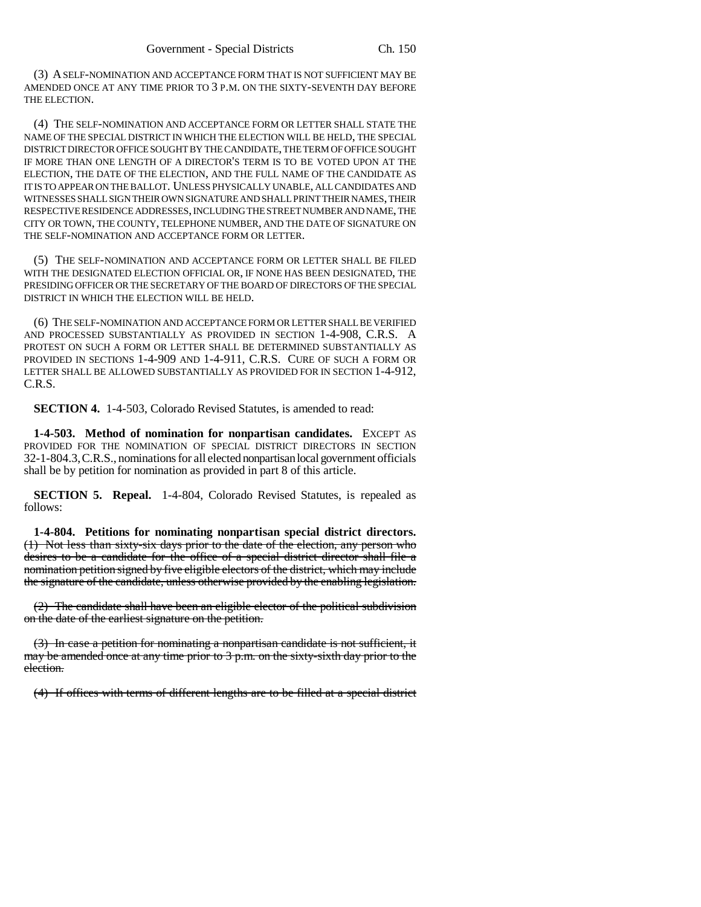(3) A SELF-NOMINATION AND ACCEPTANCE FORM THAT IS NOT SUFFICIENT MAY BE AMENDED ONCE AT ANY TIME PRIOR TO 3 P.M. ON THE SIXTY-SEVENTH DAY BEFORE THE ELECTION.

(4) THE SELF-NOMINATION AND ACCEPTANCE FORM OR LETTER SHALL STATE THE NAME OF THE SPECIAL DISTRICT IN WHICH THE ELECTION WILL BE HELD, THE SPECIAL DISTRICT DIRECTOR OFFICE SOUGHT BY THE CANDIDATE, THE TERM OF OFFICE SOUGHT IF MORE THAN ONE LENGTH OF A DIRECTOR'S TERM IS TO BE VOTED UPON AT THE ELECTION, THE DATE OF THE ELECTION, AND THE FULL NAME OF THE CANDIDATE AS IT IS TO APPEAR ON THE BALLOT. UNLESS PHYSICALLY UNABLE, ALL CANDIDATES AND WITNESSES SHALL SIGN THEIR OWN SIGNATURE AND SHALL PRINT THEIR NAMES, THEIR RESPECTIVE RESIDENCE ADDRESSES, INCLUDING THE STREET NUMBER AND NAME, THE CITY OR TOWN, THE COUNTY, TELEPHONE NUMBER, AND THE DATE OF SIGNATURE ON THE SELF-NOMINATION AND ACCEPTANCE FORM OR LETTER.

(5) THE SELF-NOMINATION AND ACCEPTANCE FORM OR LETTER SHALL BE FILED WITH THE DESIGNATED ELECTION OFFICIAL OR, IF NONE HAS BEEN DESIGNATED, THE PRESIDING OFFICER OR THE SECRETARY OF THE BOARD OF DIRECTORS OF THE SPECIAL DISTRICT IN WHICH THE ELECTION WILL BE HELD.

(6) THE SELF-NOMINATION AND ACCEPTANCE FORM OR LETTER SHALL BE VERIFIED AND PROCESSED SUBSTANTIALLY AS PROVIDED IN SECTION 1-4-908, C.R.S. A PROTEST ON SUCH A FORM OR LETTER SHALL BE DETERMINED SUBSTANTIALLY AS PROVIDED IN SECTIONS 1-4-909 AND 1-4-911, C.R.S. CURE OF SUCH A FORM OR LETTER SHALL BE ALLOWED SUBSTANTIALLY AS PROVIDED FOR IN SECTION 1-4-912, C.R.S.

**SECTION 4.** 1-4-503, Colorado Revised Statutes, is amended to read:

**1-4-503. Method of nomination for nonpartisan candidates.** EXCEPT AS PROVIDED FOR THE NOMINATION OF SPECIAL DISTRICT DIRECTORS IN SECTION 32-1-804.3, C.R.S., nominations for all elected nonpartisan local government officials shall be by petition for nomination as provided in part 8 of this article.

**SECTION 5. Repeal.** 1-4-804, Colorado Revised Statutes, is repealed as follows:

**1-4-804. Petitions for nominating nonpartisan special district directors.** ~~(1) Not less than sixty-six days prior to the date of the election, any person who desires to be a candidate for the office of a special district director shall file a nomination petition signed by five eligible electors of the district, which may include the signature of the candidate, unless otherwise provided by the enabling legislation.~~

~~(2) The candidate shall have been an eligible elector of the political subdivision on the date of the earliest signature on the petition.~~

~~(3) In case a petition for nominating a nonpartisan candidate is not sufficient, it may be amended once at any time prior to 3 p.m. on the sixty-sixth day prior to the election.~~

~~(4) If offices with terms of different lengths are to be filled at a special district~~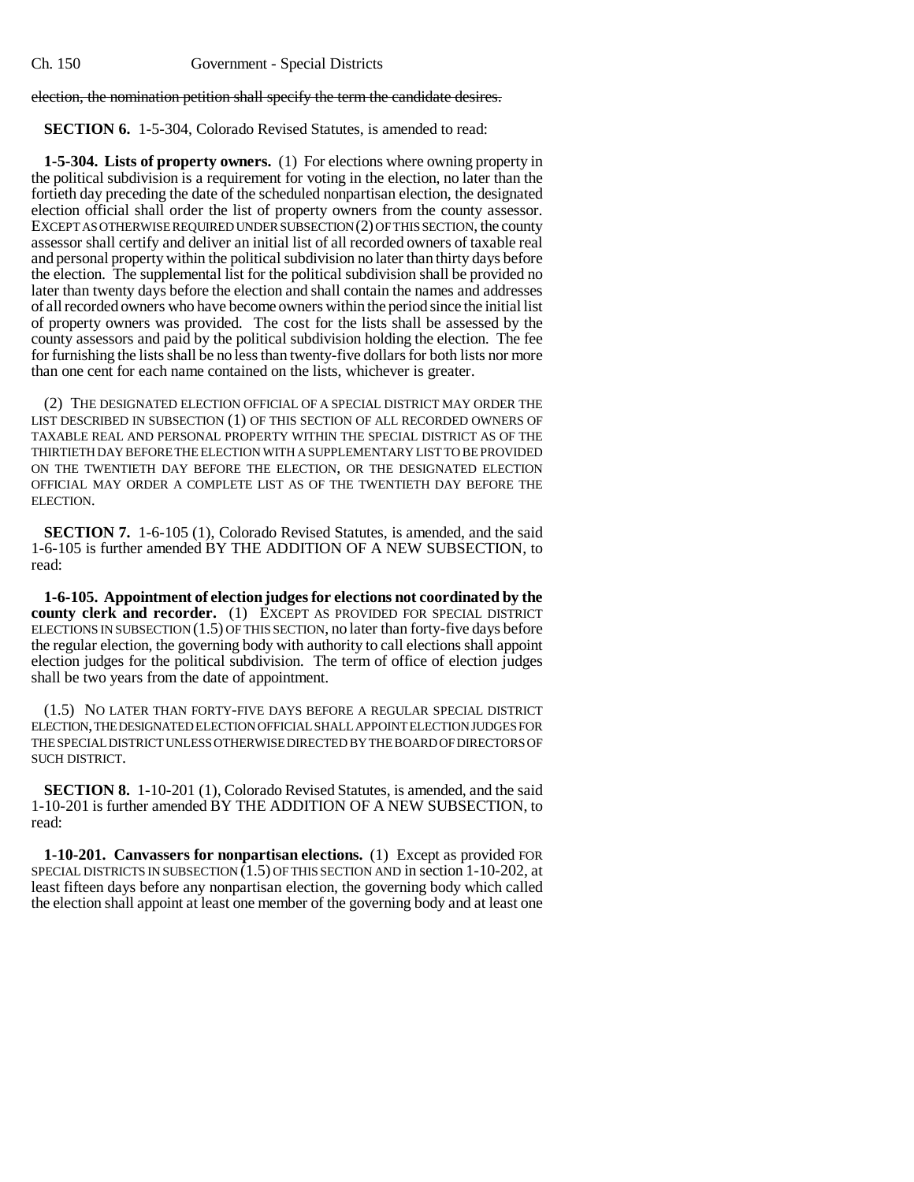~~election, the nomination petition shall specify the term the candidate desires.~~

**SECTION 6.** 1-5-304, Colorado Revised Statutes, is amended to read:

**1-5-304. Lists of property owners.** (1) For elections where owning property in the political subdivision is a requirement for voting in the election, no later than the fortieth day preceding the date of the scheduled nonpartisan election, the designated election official shall order the list of property owners from the county assessor. EXCEPT AS OTHERWISE REQUIRED UNDER SUBSECTION (2) OF THIS SECTION, the county assessor shall certify and deliver an initial list of all recorded owners of taxable real and personal property within the political subdivision no later than thirty days before the election. The supplemental list for the political subdivision shall be provided no later than twenty days before the election and shall contain the names and addresses of all recorded owners who have become owners within the period since the initial list of property owners was provided. The cost for the lists shall be assessed by the county assessors and paid by the political subdivision holding the election. The fee for furnishing the lists shall be no less than twenty-five dollars for both lists nor more than one cent for each name contained on the lists, whichever is greater.

(2) THE DESIGNATED ELECTION OFFICIAL OF A SPECIAL DISTRICT MAY ORDER THE LIST DESCRIBED IN SUBSECTION (1) OF THIS SECTION OF ALL RECORDED OWNERS OF TAXABLE REAL AND PERSONAL PROPERTY WITHIN THE SPECIAL DISTRICT AS OF THE THIRTIETH DAY BEFORE THE ELECTION WITH A SUPPLEMENTARY LIST TO BE PROVIDED ON THE TWENTIETH DAY BEFORE THE ELECTION, OR THE DESIGNATED ELECTION OFFICIAL MAY ORDER A COMPLETE LIST AS OF THE TWENTIETH DAY BEFORE THE ELECTION.

**SECTION 7.** 1-6-105 (1), Colorado Revised Statutes, is amended, and the said 1-6-105 is further amended BY THE ADDITION OF A NEW SUBSECTION, to read:

**1-6-105. Appointment of election judges for elections not coordinated by the county clerk and recorder.** (1) EXCEPT AS PROVIDED FOR SPECIAL DISTRICT ELECTIONS IN SUBSECTION (1.5) OF THIS SECTION, no later than forty-five days before the regular election, the governing body with authority to call elections shall appoint election judges for the political subdivision. The term of office of election judges shall be two years from the date of appointment.

(1.5) NO LATER THAN FORTY-FIVE DAYS BEFORE A REGULAR SPECIAL DISTRICT ELECTION, THE DESIGNATED ELECTION OFFICIAL SHALL APPOINT ELECTION JUDGES FOR THE SPECIAL DISTRICT UNLESS OTHERWISE DIRECTED BY THE BOARD OF DIRECTORS OF SUCH DISTRICT.

**SECTION 8.** 1-10-201 (1), Colorado Revised Statutes, is amended, and the said 1-10-201 is further amended BY THE ADDITION OF A NEW SUBSECTION, to read:

**1-10-201. Canvassers for nonpartisan elections.** (1) Except as provided FOR SPECIAL DISTRICTS IN SUBSECTION (1.5) OF THIS SECTION AND in section 1-10-202, at least fifteen days before any nonpartisan election, the governing body which called the election shall appoint at least one member of the governing body and at least one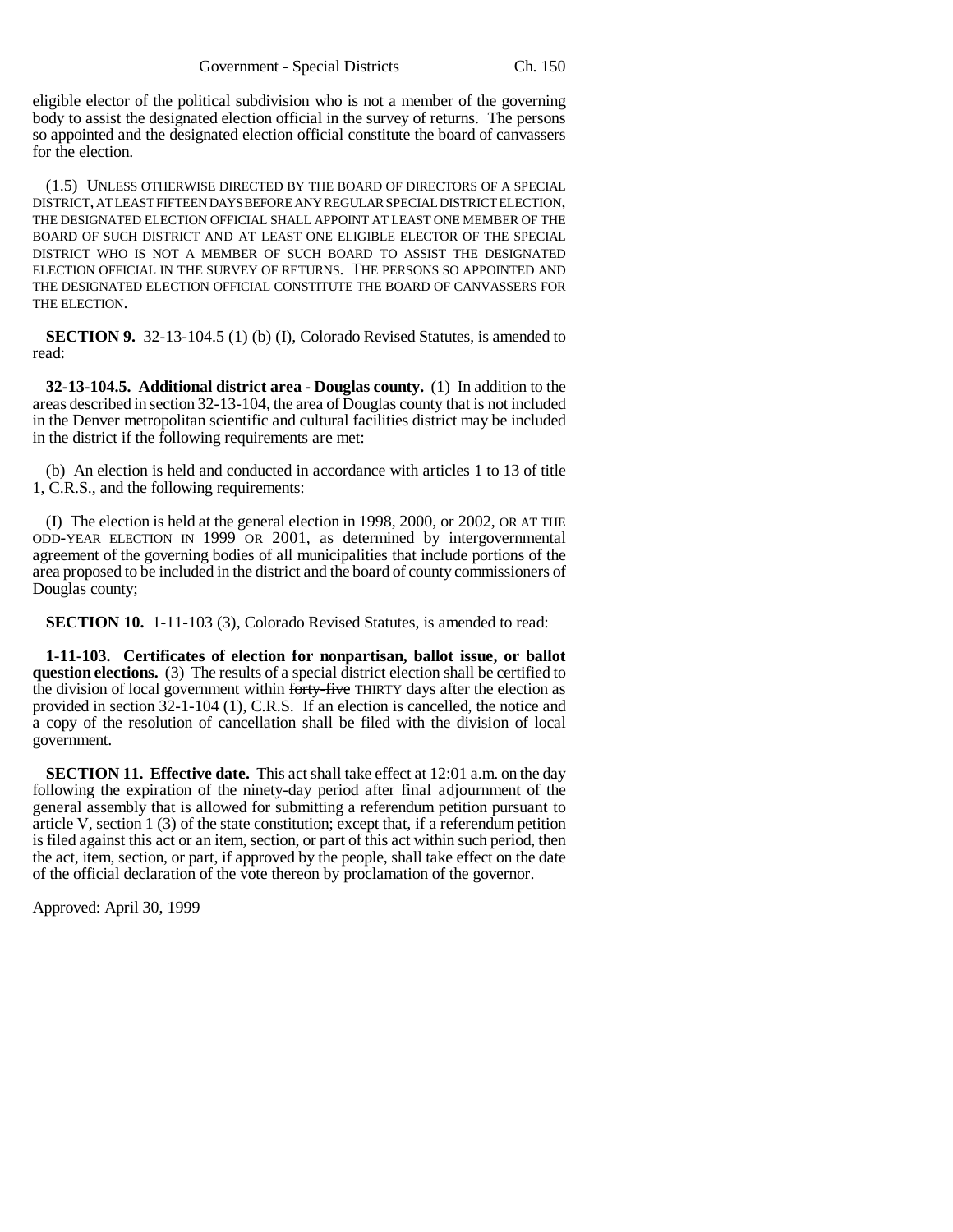eligible elector of the political subdivision who is not a member of the governing body to assist the designated election official in the survey of returns. The persons so appointed and the designated election official constitute the board of canvassers for the election.

(1.5) UNLESS OTHERWISE DIRECTED BY THE BOARD OF DIRECTORS OF A SPECIAL DISTRICT, AT LEAST FIFTEEN DAYS BEFORE ANY REGULAR SPECIAL DISTRICT ELECTION, THE DESIGNATED ELECTION OFFICIAL SHALL APPOINT AT LEAST ONE MEMBER OF THE BOARD OF SUCH DISTRICT AND AT LEAST ONE ELIGIBLE ELECTOR OF THE SPECIAL DISTRICT WHO IS NOT A MEMBER OF SUCH BOARD TO ASSIST THE DESIGNATED ELECTION OFFICIAL IN THE SURVEY OF RETURNS. THE PERSONS SO APPOINTED AND THE DESIGNATED ELECTION OFFICIAL CONSTITUTE THE BOARD OF CANVASSERS FOR THE ELECTION.

**SECTION 9.** 32-13-104.5 (1) (b) (I), Colorado Revised Statutes, is amended to read:

**32-13-104.5. Additional district area - Douglas county.** (1) In addition to the areas described in section 32-13-104, the area of Douglas county that is not included in the Denver metropolitan scientific and cultural facilities district may be included in the district if the following requirements are met:

(b) An election is held and conducted in accordance with articles 1 to 13 of title 1, C.R.S., and the following requirements:

(I) The election is held at the general election in 1998, 2000, or 2002, OR AT THE ODD-YEAR ELECTION IN 1999 OR 2001, as determined by intergovernmental agreement of the governing bodies of all municipalities that include portions of the area proposed to be included in the district and the board of county commissioners of Douglas county;

**SECTION 10.** 1-11-103 (3), Colorado Revised Statutes, is amended to read:

**1-11-103. Certificates of election for nonpartisan, ballot issue, or ballot question elections.** (3) The results of a special district election shall be certified to the division of local government within ~~forty-five~~ THIRTY days after the election as provided in section 32-1-104 (1), C.R.S. If an election is cancelled, the notice and a copy of the resolution of cancellation shall be filed with the division of local government.

**SECTION 11. Effective date.** This act shall take effect at 12:01 a.m. on the day following the expiration of the ninety-day period after final adjournment of the general assembly that is allowed for submitting a referendum petition pursuant to article V, section 1 (3) of the state constitution; except that, if a referendum petition is filed against this act or an item, section, or part of this act within such period, then the act, item, section, or part, if approved by the people, shall take effect on the date of the official declaration of the vote thereon by proclamation of the governor.

Approved: April 30, 1999